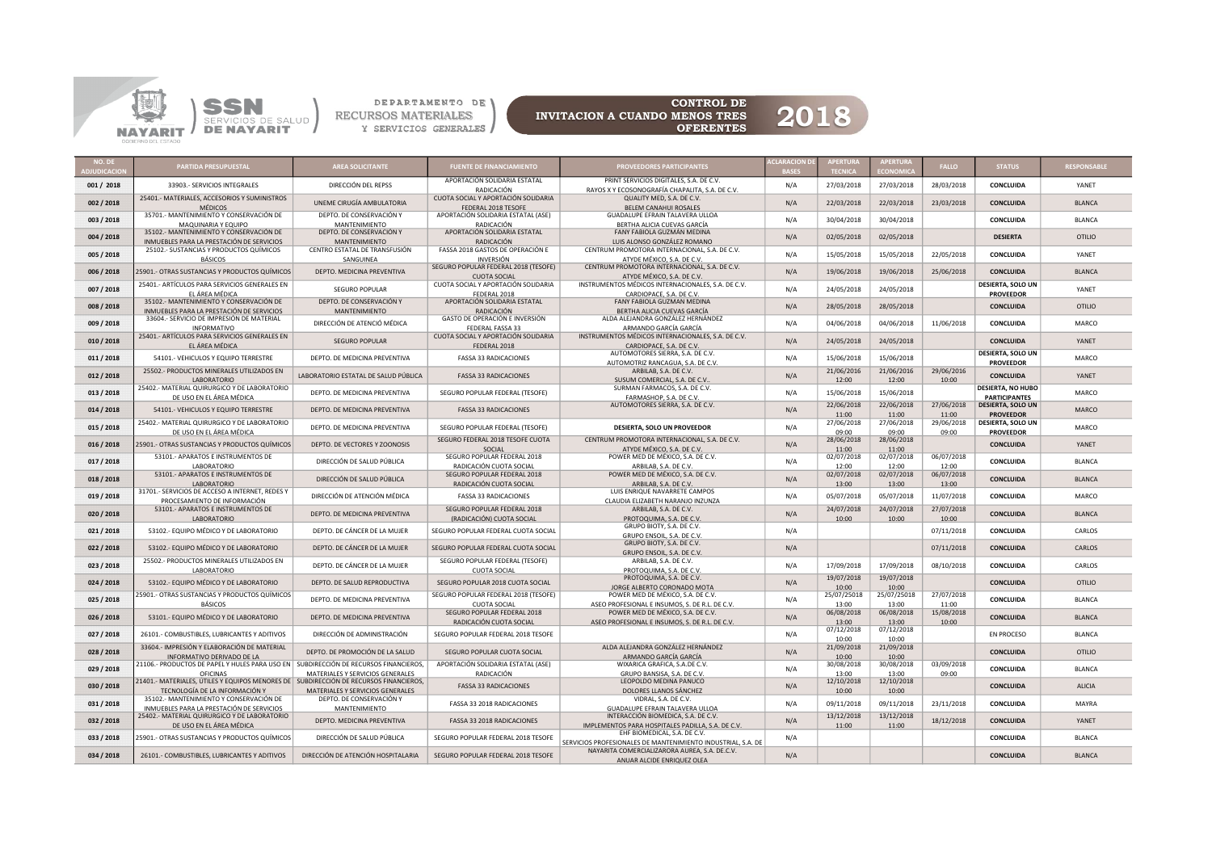SSN SERVICIOS DE SALUD DE NAYARIT

DEPARTAMENTO DE RECURSOS MATERIALES Y SERVICIOS GENERALES

# CONTROL DE INVITACION A CUANDO MENOS TRES OFERENTES 2018

| NO. DE ADJUDICACION | PARTIDA PRESUPUESTAL | AREA SOLICITANTE | FUENTE DE FINANCIAMIENTO | PROVEEDORES PARTICIPANTES | ACLARACION DE BASES | APERTURA TECNICA | APERTURA ECONOMICA | FALLO | STATUS | RESPONSABLE |
|---|---|---|---|---|---|---|---|---|---|---|
| 001 / 2018 | 33903.- SERVICIOS INTEGRALES | DIRECCIÓN DEL REPSS | APORTACIÓN SOLIDARIA ESTATAL RADICACIÓN | PRINT SERVICIOS DIGITALES, S.A. DE C.V. RAYOS X Y ECOSONOGRAFÍA CHAPALITA, S.A. DE C.V. | N/A | 27/03/2018 | 27/03/2018 | 28/03/2018 | CONCLUIDA | YANET |
| 002 / 2018 | 25401.- MATERIALES, ACCESORIOS Y SUMINISTROS MÉDICOS | UNEME CIRUGÍA AMBULATORIA | CUOTA SOCIAL Y APORTACIÓN SOLIDARIA FEDERAL 2018 TESOFE | QUALITY MED, S.A. DE C.V. BELEM CANAHUI ROSALES | N/A | 22/03/2018 | 22/03/2018 | 23/03/2018 | CONCLUIDA | BLANCA |
| 003 / 2018 | 35701.- MANTENIMIENTO Y CONSERVACIÓN DE MAQUINARIA Y EQUIPO | DEPTO. DE CONSERVACIÓN Y MANTENIMIENTO | APORTACIÓN SOLIDARIA ESTATAL (ASE) RADICACIÓN | GUADALUPE EFRAIN TALAVERA ULLOA BERTHA ALICIA CUEVAS GARCÍA | N/A | 30/04/2018 | 30/04/2018 | | CONCLUIDA | BLANCA |
| 004 / 2018 | 35102.- MANTENIMIENTO Y CONSERVACIÓN DE INMUEBLES PARA LA PRESTACIÓN DE SERVICIOS | DEPTO. DE CONSERVACIÓN Y MANTENIMIENTO | APORTACIÓN SOLIDARIA ESTATAL RADICACIÓN | FANY FABIOLA GUZMÁN MEDINA LUIS ALONSO GONZÁLEZ ROMANO | N/A | 02/05/2018 | 02/05/2018 | | DESIERTA | OTILIO |
| 005 / 2018 | 25102.- SUSTANCIAS Y PRODUCTOS QUÍMICOS BÁSICOS | CENTRO ESTATAL DE TRANSFUSIÓN SANGUINEA | FASSA 2018 GASTOS DE OPERACIÓN E INVERSIÓN | CENTRUM PROMOTORA INTERNACIONAL, S.A. DE C.V. ATYDE MÉXICO, S.A. DE C.V. | N/A | 15/05/2018 | 15/05/2018 | 22/05/2018 | CONCLUIDA | YANET |
| 006 / 2018 | 25901.- OTRAS SUSTANCIAS Y PRODUCTOS QUÍMICOS | DEPTO. MEDICINA PREVENTIVA | SEGURO POPULAR FEDERAL 2018 (TESOFE) CUOTA SOCIAL | CENTRUM PROMOTORA INTERNACIONAL, S.A. DE C.V. ATYDE MÉXICO, S.A. DE C.V. | N/A | 19/06/2018 | 19/06/2018 | 25/06/2018 | CONCLUIDA | BLANCA |
| 007 / 2018 | 25401.- ARTÍCULOS PARA SERVICIOS GENERALES EN EL ÁREA MÉDICA | SEGURO POPULAR | CUOTA SOCIAL Y APORTACIÓN SOLIDARIA FEDERAL 2018 | INSTRUMENTOS MÉDICOS INTERNACIONALES, S.A. DE C.V. CARDIOPACE, S.A. DE C.V. | N/A | 24/05/2018 | 24/05/2018 | | DESIERTA, SOLO UN PROVEEDOR | YANET |
| 008 / 2018 | 35102.- MANTENIMIENTO Y CONSERVACIÓN DE INMUEBLES PARA LA PRESTACIÓN DE SERVICIOS | DEPTO. DE CONSERVACIÓN Y MANTENIMIENTO | APORTACIÓN SOLIDARIA ESTATAL RADICACIÓN | FANY FABIOLA GUZMÁN MEDINA BERTHA ALICIA CUEVAS GARCÍA | N/A | 28/05/2018 | 28/05/2018 | | CONCLUIDA | OTILIO |
| 009 / 2018 | 33604.- SERVICIO DE IMPRESIÓN DE MATERIAL INFORMATIVO | DIRECCIÓN DE ATENCIÓ MÉDICA | GASTO DE OPERACIÓN E INVERSIÓN FEDERAL FASSA 33 | ALDA ALEJANDRA GONZÁLEZ HERNÁNDEZ ARMANDO GARCÍA GARCÍA | N/A | 04/06/2018 | 04/06/2018 | 11/06/2018 | CONCLUIDA | MARCO |
| 010 / 2018 | 25401.- ARTÍCULOS PARA SERVICIOS GENERALES EN EL ÁREA MÉDICA | SEGURO POPULAR | CUOTA SOCIAL Y APORTACIÓN SOLIDARIA FEDERAL 2018 | INSTRUMENTOS MÉDICOS INTERNACIONALES, S.A. DE C.V. CARDIOPACE, S.A. DE C.V. | N/A | 24/05/2018 | 24/05/2018 | | CONCLUIDA | YANET |
| 011 / 2018 | 54101.- VEHICULOS Y EQUIPO TERRESTRE | DEPTO. DE MEDICINA PREVENTIVA | FASSA 33 RADICACIONES | AUTOMOTORES SIERRA, S.A. DE C.V. AUTOMOTRIZ RANCAGUA, S.A. DE C.V. | N/A | 15/06/2018 | 15/06/2018 | | DESIERTA, SOLO UN PROVEEDOR | MARCO |
| 012 / 2018 | 25502.- PRODUCTOS MINERALES UTILIZADOS EN LABORATORIO | LABORATORIO ESTATAL DE SALUD PÚBLICA | FASSA 33 RADICACIONES | ARBILAB, S.A. DE C.V. SUSUM COMERCIAL, S.A. DE C.V.. | N/A | 21/06/2016 12:00 | 21/06/2016 12:00 | 29/06/2016 10:00 | CONCLUIDA | YANET |
| 013 / 2018 | 25402.- MATERIAL QUIRURGICO Y DE LABORATORIO DE USO EN EL ÁREA MÉDICA | DEPTO. DE MEDICINA PREVENTIVA | SEGURO POPULAR FEDERAL (TESOFE) | SURMAN FARMACOS, S.A. DE C.V. FARMASHOP, S.A. DE C.V. | N/A | 15/06/2018 | 15/06/2018 | | DESIERTA, NO HUBO PARTICIPANTES | MARCO |
| 014 / 2018 | 54101.- VEHICULOS Y EQUIPO TERRESTRE | DEPTO. DE MEDICINA PREVENTIVA | FASSA 33 RADICACIONES | AUTOMOTORES SIERRA, S.A. DE C.V. | N/A | 22/06/2018 11:00 | 22/06/2018 11:00 | 27/06/2018 11:00 | DESIERTA, SOLO UN PROVEEDOR | MARCO |
| 015 / 2018 | 25402.- MATERIAL QUIRURGICO Y DE LABORATORIO DE USO EN EL ÁREA MÉDICA | DEPTO. DE MEDICINA PREVENTIVA | SEGURO POPULAR FEDERAL (TESOFE) | **DESIERTA, SOLO UN PROVEEDOR** | N/A | 27/06/2018 09:00 | 27/06/2018 09:00 | 29/06/2018 09:00 | DESIERTA, SOLO UN PROVEEDOR | MARCO |
| 016 / 2018 | 25901.- OTRAS SUSTANCIAS Y PRODUCTOS QUÍMICOS | DEPTO. DE VECTORES Y ZOONOSIS | SEGURO FEDERAL 2018 TESOFE CUOTA SOCIAL | CENTRUM PROMOTORA INTERNACIONAL, S.A. DE C.V. ATYDE MÉXICO, S.A. DE C.V. | N/A | 28/06/2018 11:00 | 28/06/2018 11:00 | | CONCLUIDA | YANET |
| 017 / 2018 | 53101.- APARATOS E INSTRUMENTOS DE LABORATORIO | DIRECCIÓN DE SALUD PÚBLICA | SEGURO POPULAR FEDERAL 2018 RADICACIÓN CUOTA SOCIAL | POWER MED DE MÉXICO, S.A. DE C.V. ARBILAB, S.A. DE C.V. | N/A | 02/07/2018 12:00 | 02/07/2018 12:00 | 06/07/2018 12:00 | CONCLUIDA | BLANCA |
| 018 / 2018 | 53101.- APARATOS E INSTRUMENTOS DE LABORATORIO | DIRECCIÓN DE SALUD PÚBLICA | SEGURO POPULAR FEDERAL 2018 RADICACIÓN CUOTA SOCIAL | POWER MED DE MÉXICO, S.A. DE C.V. ARBILAB, S.A. DE C.V. | N/A | 02/07/2018 13:00 | 02/07/2018 13:00 | 06/07/2018 13:00 | CONCLUIDA | BLANCA |
| 019 / 2018 | 31701.- SERVICIOS DE ACCESO A INTERNET, REDES Y PROCESAMIENTO DE INFORMACIÓN | DIRECCIÓN DE ATENCIÓN MÉDICA | FASSA 33 RADICACIONES | LUIS ENRIQUE NAVARRETE CAMPOS CLAUDIA ELIZABETH NARANJO INZUNZA | N/A | 05/07/2018 | 05/07/2018 | 11/07/2018 | CONCLUIDA | MARCO |
| 020 / 2018 | 53101.- APARATOS E INSTRUMENTOS DE LABORATORIO | DEPTO. DE MEDICINA PREVENTIVA | SEGURO POPULAR FEDERAL 2018 (RADICACIÓN) CUOTA SOCIAL | ARBILAB, S.A. DE C.V. PROTOQUIMA, S.A. DE C.V. | N/A | 24/07/2018 10:00 | 24/07/2018 10:00 | 27/07/2018 10:00 | CONCLUIDA | BLANCA |
| 021 / 2018 | 53102.- EQUIPO MÉDICO Y DE LABORATORIO | DEPTO. DE CÁNCER DE LA MUJER | SEGURO POPULAR FEDERAL CUOTA SOCIAL | GRUPO BIOTY, S.A. DE C.V. GRUPO ENSOIL, S.A. DE C.V. | N/A | | | 07/11/2018 | CONCLUIDA | CARLOS |
| 022 / 2018 | 53102.- EQUIPO MÉDICO Y DE LABORATORIO | DEPTO. DE CÁNCER DE LA MUJER | SEGURO POPULAR FEDERAL CUOTA SOCIAL | GRUPO BIOTY, S.A. DE C.V. GRUPO ENSOIL, S.A. DE C.V. | N/A | | | 07/11/2018 | CONCLUIDA | CARLOS |
| 023 / 2018 | 25502.- PRODUCTOS MINERALES UTILIZADOS EN LABORATORIO | DEPTO. DE CÁNCER DE LA MUJER | SEGURO POPULAR FEDERAL (TESOFE) CUOTA SOCIAL | ARBILAB, S.A. DE C.V. PROTOQUIMA, S.A. DE C.V. | N/A | 17/09/2018 | 17/09/2018 | 08/10/2018 | CONCLUIDA | CARLOS |
| 024 / 2018 | 53102.- EQUIPO MÉDICO Y DE LABORATORIO | DEPTO. DE SALUD REPRODUCTIVA | SEGURO POPULAR 2018 CUOTA SOCIAL | PROTOQUIMA, S.A. DE C.V. JORGE ALBERTO CORONADO MOTA | N/A | 19/07/2018 10:00 | 19/07/2018 10:00 | | CONCLUIDA | OTILIO |
| 025 / 2018 | 25901.- OTRAS SUSTANCIAS Y PRODUCTOS QUÍMICOS BÁSICOS | DEPTO. DE MEDICINA PREVENTIVA | SEGURO POPULAR FEDERAL 2018 (TESOFE) CUOTA SOCIAL | POWER MED DE MÉXICO, S.A. DE C.V. ASEO PROFESIONAL E INSUMOS, S. DE R.L. DE C.V. | N/A | 25/07/25018 13:00 | 25/07/25018 13:00 | 27/07/2018 11:00 | CONCLUIDA | BLANCA |
| 026 / 2018 | 53101.- EQUIPO MÉDICO Y DE LABORATORIO | DEPTO. DE MEDICINA PREVENTIVA | SEGURO POPULAR FEDERAL 2018 RADICACIÓN CUOTA SOCIAL | POWER MED DE MÉXICO, S.A. DE C.V. ASEO PROFESIONAL E INSUMOS, S. DE R.L. DE C.V. | N/A | 06/08/2018 13:00 | 06/08/2018 13:00 | 15/08/2018 10:00 | CONCLUIDA | BLANCA |
| 027 / 2018 | 26101.- COMBUSTIBLES, LUBRICANTES Y ADITIVOS | DIRECCIÓN DE ADMINISTRACIÓN | SEGURO POPULAR FEDERAL 2018 TESOFE | | N/A | 07/12/2018 10:00 | 07/12/2018 10:00 | | EN PROCESO | BLANCA |
| 028 / 2018 | 33604.- IMPRESIÓN Y ELABORACIÓN DE MATERIAL INFORMATIVO DERIVADO DE LA | DEPTO. DE PROMOCIÓN DE LA SALUD | SEGURO POPULAR CUOTA SOCIAL | ALDA ALEJANDRA GONZÁLEZ HERNÁNDEZ ARMANDO GARCÍA GARCÍA | N/A | 21/09/2018 10:00 | 21/09/2018 10:00 | | CONCLUIDA | OTILIO |
| 029 / 2018 | 21106.- PRODUCTOS DE PAPEL Y HULES PARA USO EN OFICINAS | SUBDIRECCIÓN DE RECURSOS FINANCIEROS, MATERIALES Y SERVICIOS GENERALES | APORTACIÓN SOLIDARIA ESTATAL (ASE) RADICACIÓN | WIXARICA GRAFICA, S.A.DE C.V. GRUPO BANSISA, S.A. DE C.V. | N/A | 30/08/2018 13:00 | 30/08/2018 13:00 | 03/09/2018 09:00 | CONCLUIDA | BLANCA |
| 030 / 2018 | 21401.- MATERIALES, ÚTILES Y EQUIPOS MENORES DE TECNOLOGÍA DE LA INFORMACIÓN Y | SUBDIRECCIÓN DE RECURSOS FINANCIEROS, MATERIALES Y SERVICIOS GENERALES | FASSA 33 RADICACIONES | LEOPOLDO MEDINA PANUCO DOLORES LLANOS SÁNCHEZ | N/A | 12/10/2018 10:00 | 12/10/2018 10:00 | | CONCLUIDA | ALICIA |
| 031 / 2018 | 35102.- MANTENIMIENTO Y CONSERVACIÓN DE INMUEBLES PARA LA PRESTACIÓN DE SERVICIOS | DEPTO. DE CONSERVACIÓN Y MANTENIMIENTO | FASSA 33 2018 RADICACIONES | VIDRAL, S.A. DE C.V. GUADALUPE EFRAIN TALAVERA ULLOA | N/A | 09/11/2018 | 09/11/2018 | 23/11/2018 | CONCLUIDA | MAYRA |
| 032 / 2018 | 25402.- MATERIAL QUIRURGICO Y DE LABORATORIO DE USO EN EL ÁREA MÉDICA | DEPTO. MEDICINA PREVENTIVA | FASSA 33 2018 RADICACIONES | INTERACCIÓN BIOMEDICA, S.A. DE C.V. IMPLEMENTOS PARA HOSPITALES PADILLA, S.A. DE C.V. | N/A | 13/12/2018 11:00 | 13/12/2018 11:00 | 18/12/2018 | CONCLUIDA | YANET |
| 033 / 2018 | 25901.- OTRAS SUSTANCIAS Y PRODUCTOS QUÍMICOS | DIRECCIÓN DE SALUD PÚBLICA | SEGURO POPULAR FEDERAL 2018 TESOFE | EHF BIOMEDICAL, S.A. DE C.V. SERVICIOS PROFESIONALES DE MANTENIMIENTO INDUSTRIAL, S.A. DE | N/A | | | | CONCLUIDA | BLANCA |
| 034 / 2018 | 26101.- COMBUSTIBLES, LUBRICANTES Y ADITIVOS | DIRECCIÓN DE ATENCIÓN HOSPITALARIA | SEGURO POPULAR FEDERAL 2018 TESOFE | NAYARITA COMERCIALIZARORA AUREA, S.A. DE.C.V. ANUAR ALCIDE ENRIQUEZ OLEA | N/A | | | | CONCLUIDA | BLANCA |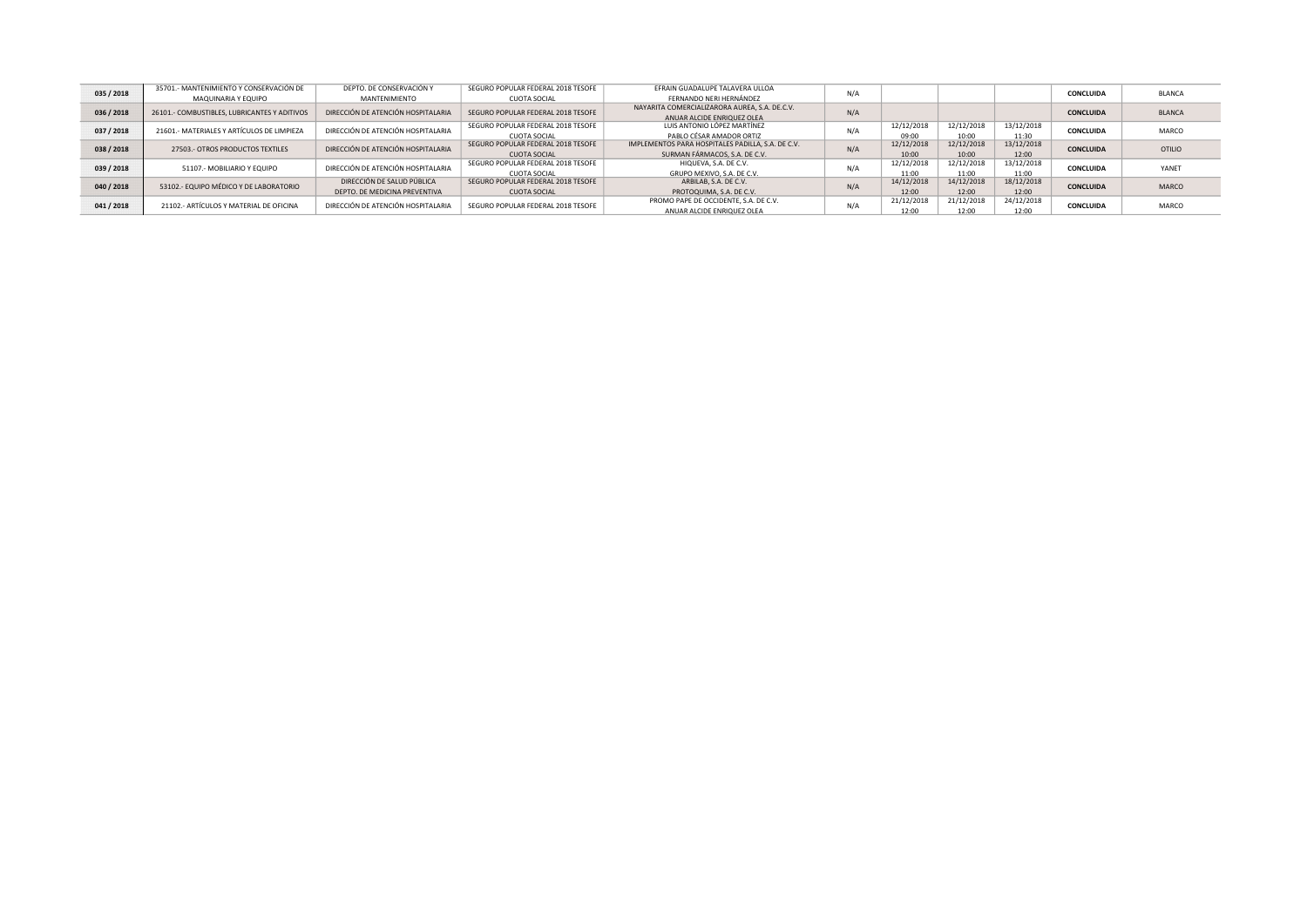| | | | | | | | | | | |
|---|---|---|---|---|---|---|---|---|---|---|
| **035 / 2018** | 35701.- MANTENIMIENTO Y CONSERVACIÓN DE MAQUINARIA Y EQUIPO | DEPTO. DE CONSERVACIÓN Y MANTENIMIENTO | SEGURO POPULAR FEDERAL 2018 TESOFE CUOTA SOCIAL | EFRAIN GUADALUPE TALAVERA ULLOA FERNANDO NERI HERNÁNDEZ | N/A | | | | **CONCLUIDA** | BLANCA |
| **036 / 2018** | 26101.- COMBUSTIBLES, LUBRICANTES Y ADITIVOS | DIRECCIÓN DE ATENCIÓN HOSPITALARIA | SEGURO POPULAR FEDERAL 2018 TESOFE | NAYARITA COMERCIALIZARORA AUREA, S.A. DE.C.V. ANUAR ALCIDE ENRIQUEZ OLEA | N/A | | | | **CONCLUIDA** | BLANCA |
| **037 / 2018** | 21601.- MATERIALES Y ARTÍCULOS DE LIMPIEZA | DIRECCIÓN DE ATENCIÓN HOSPITALARIA | SEGURO POPULAR FEDERAL 2018 TESOFE CUOTA SOCIAL | LUIS ANTONIO LÓPEZ MARTÍNEZ PABLO CÉSAR AMADOR ORTIZ | N/A | 12/12/2018 09:00 | 12/12/2018 10:00 | 13/12/2018 11:30 | **CONCLUIDA** | MARCO |
| **038 / 2018** | 27503.- OTROS PRODUCTOS TEXTILES | DIRECCIÓN DE ATENCIÓN HOSPITALARIA | SEGURO POPULAR FEDERAL 2018 TESOFE CUOTA SOCIAL | IMPLEMENTOS PARA HOSPITALES PADILLA, S.A. DE C.V. SURMAN FÁRMACOS, S.A. DE C.V. | N/A | 12/12/2018 10:00 | 12/12/2018 10:00 | 13/12/2018 12:00 | **CONCLUIDA** | OTILIO |
| **039 / 2018** | 51107.- MOBILIARIO Y EQUIPO | DIRECCIÓN DE ATENCIÓN HOSPITALARIA | SEGURO POPULAR FEDERAL 2018 TESOFE CUOTA SOCIAL | HIQUEVA, S.A. DE C.V. GRUPO MEXIVO, S.A. DE C.V. | N/A | 12/12/2018 11:00 | 12/12/2018 11:00 | 13/12/2018 11:00 | **CONCLUIDA** | YANET |
| **040 / 2018** | 53102.- EQUIPO MÉDICO Y DE LABORATORIO | DIRECCIÓN DE SALUD PÚBLICA DEPTO. DE MEDICINA PREVENTIVA | SEGURO POPULAR FEDERAL 2018 TESOFE CUOTA SOCIAL | ARBILAB, S.A. DE C.V. PROTOQUIMA, S.A. DE C.V. | N/A | 14/12/2018 12:00 | 14/12/2018 12:00 | 18/12/2018 12:00 | **CONCLUIDA** | MARCO |
| **041 / 2018** | 21102.- ARTÍCULOS Y MATERIAL DE OFICINA | DIRECCIÓN DE ATENCIÓN HOSPITALARIA | SEGURO POPULAR FEDERAL 2018 TESOFE | PROMO PAPE DE OCCIDENTE, S.A. DE C.V. ANUAR ALCIDE ENRIQUEZ OLEA | N/A | 21/12/2018 12:00 | 21/12/2018 12:00 | 24/12/2018 12:00 | **CONCLUIDA** | MARCO |